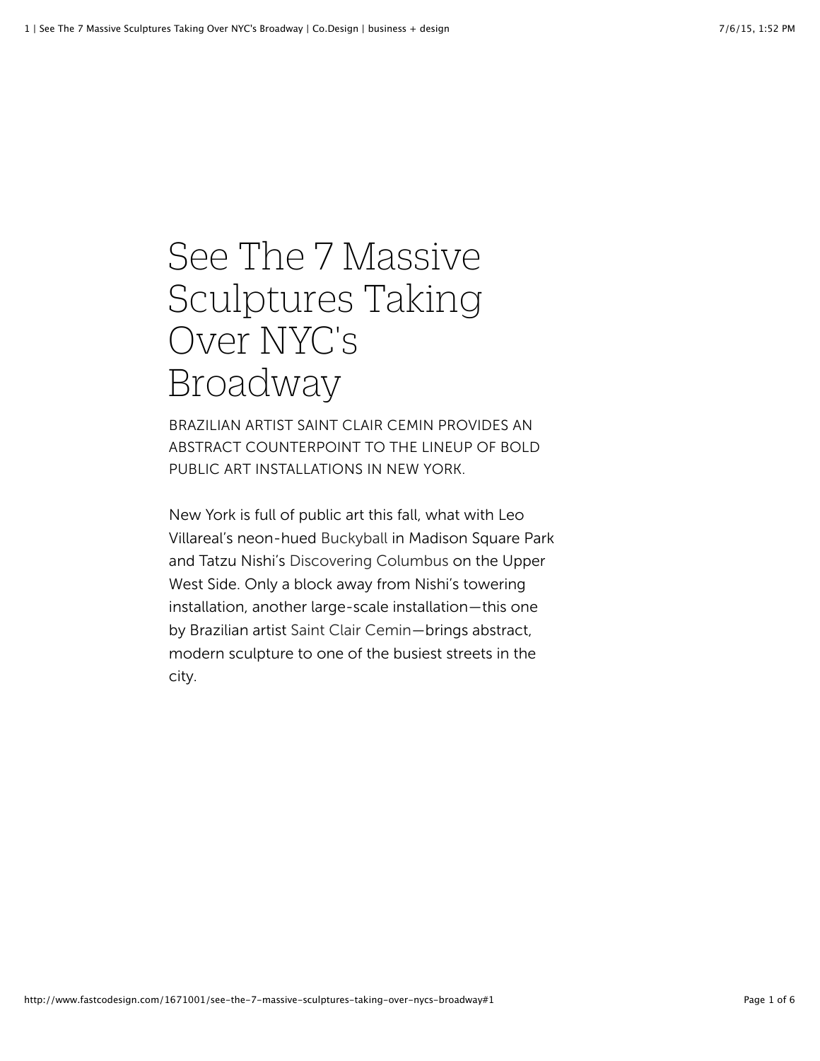# See The 7 Massive Sculptures Taking Over NYC's Broadway

BRAZILIAN ARTIST SAINT CLAIR CEMIN PROVIDES AN ABSTRACT COUNTERPOINT TO THE LINEUP OF BOLD PUBLIC ART INSTALLATIONS IN NEW YORK.

New York is full of public art this fall, what with Leo Villareal's neon-hued Buckyball in Madison Square Park and Tatzu Nishi's Discovering Columbus on the Upper West Side. Only a block away from Nishi's towering installation, another large-scale installation—this one by Brazilian artist Saint Clair Cemin—brings abstract, modern sculpture to one of the busiest streets in the city.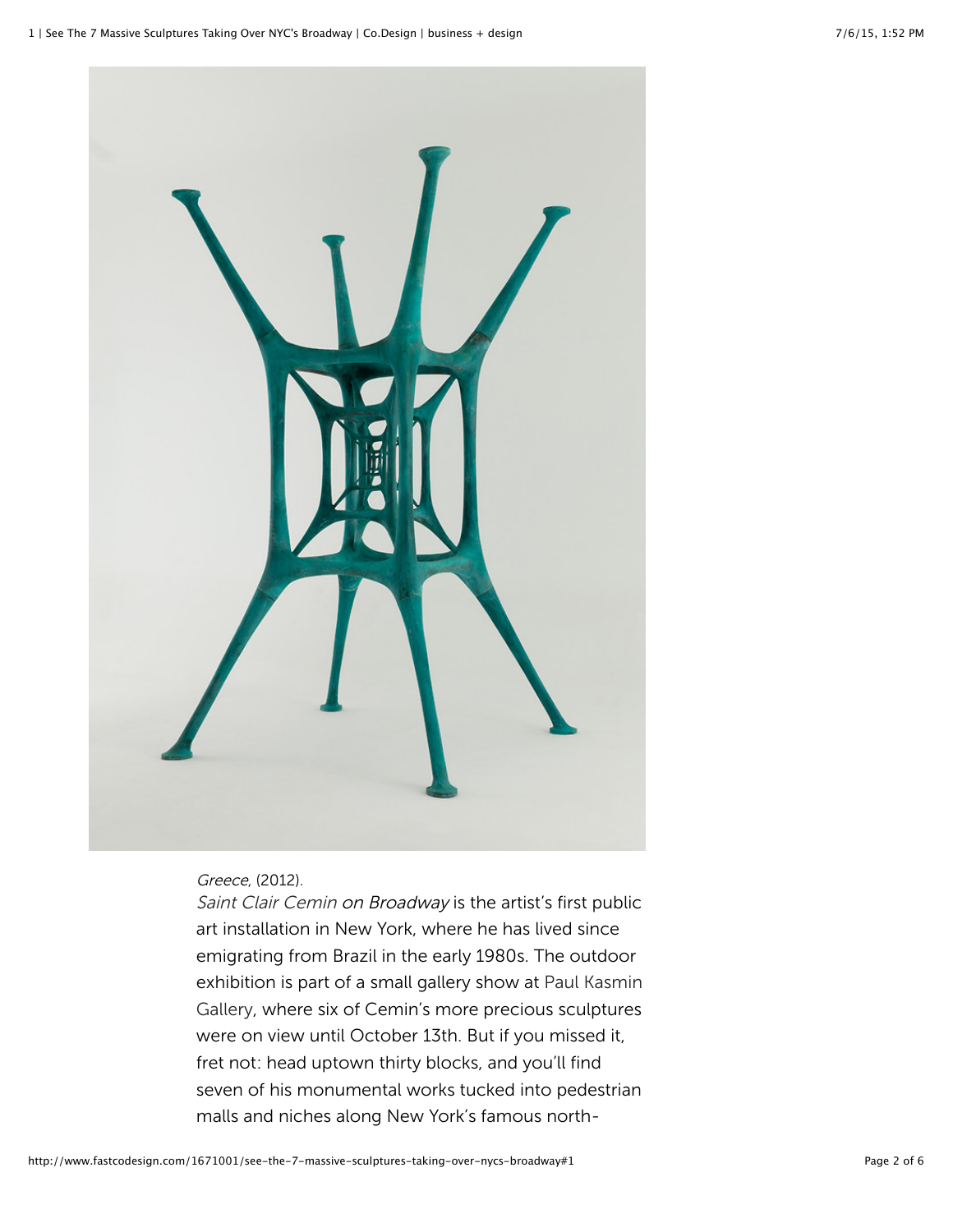*Greece*, (2012).

*Saint Clair Cemin on Broadway* is the artist's first public art installation in New York, where he has lived since emigrating from Brazil in the early 1980s. The outdoor exhibition is part of a small gallery show at Paul Kasmin Gallery, where six of Cemin's more precious sculptures were on view until October 13th. But if you missed it, fret not: head uptown thirty blocks, and you'll find seven of his monumental works tucked into pedestrian malls and niches along New York's famous north-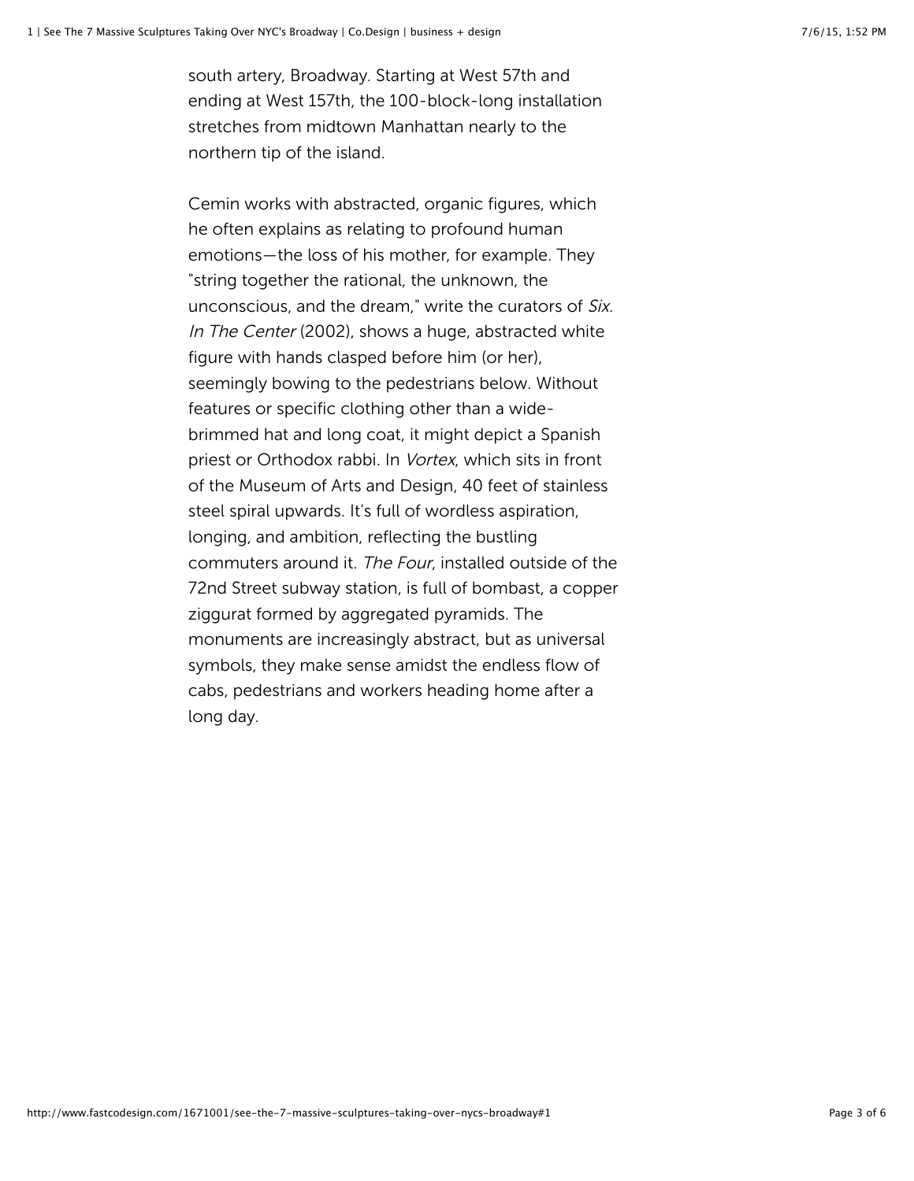south artery, Broadway. Starting at West 57th and ending at West 157th, the 100-block-long installation stretches from midtown Manhattan nearly to the northern tip of the island.

Cemin works with abstracted, organic figures, which he often explains as relating to profound human emotions—the loss of his mother, for example. They "string together the rational, the unknown, the unconscious, and the dream," write the curators of *Six*. *In The Center* (2002), shows a huge, abstracted white figure with hands clasped before him (or her), seemingly bowing to the pedestrians below. Without features or specific clothing other than a wide-brimmed hat and long coat, it might depict a Spanish priest or Orthodox rabbi. In *Vortex*, which sits in front of the Museum of Arts and Design, 40 feet of stainless steel spiral upwards. It's full of wordless aspiration, longing, and ambition, reflecting the bustling commuters around it. *The Four*, installed outside of the 72nd Street subway station, is full of bombast, a copper ziggurat formed by aggregated pyramids. The monuments are increasingly abstract, but as universal symbols, they make sense amidst the endless flow of cabs, pedestrians and workers heading home after a long day.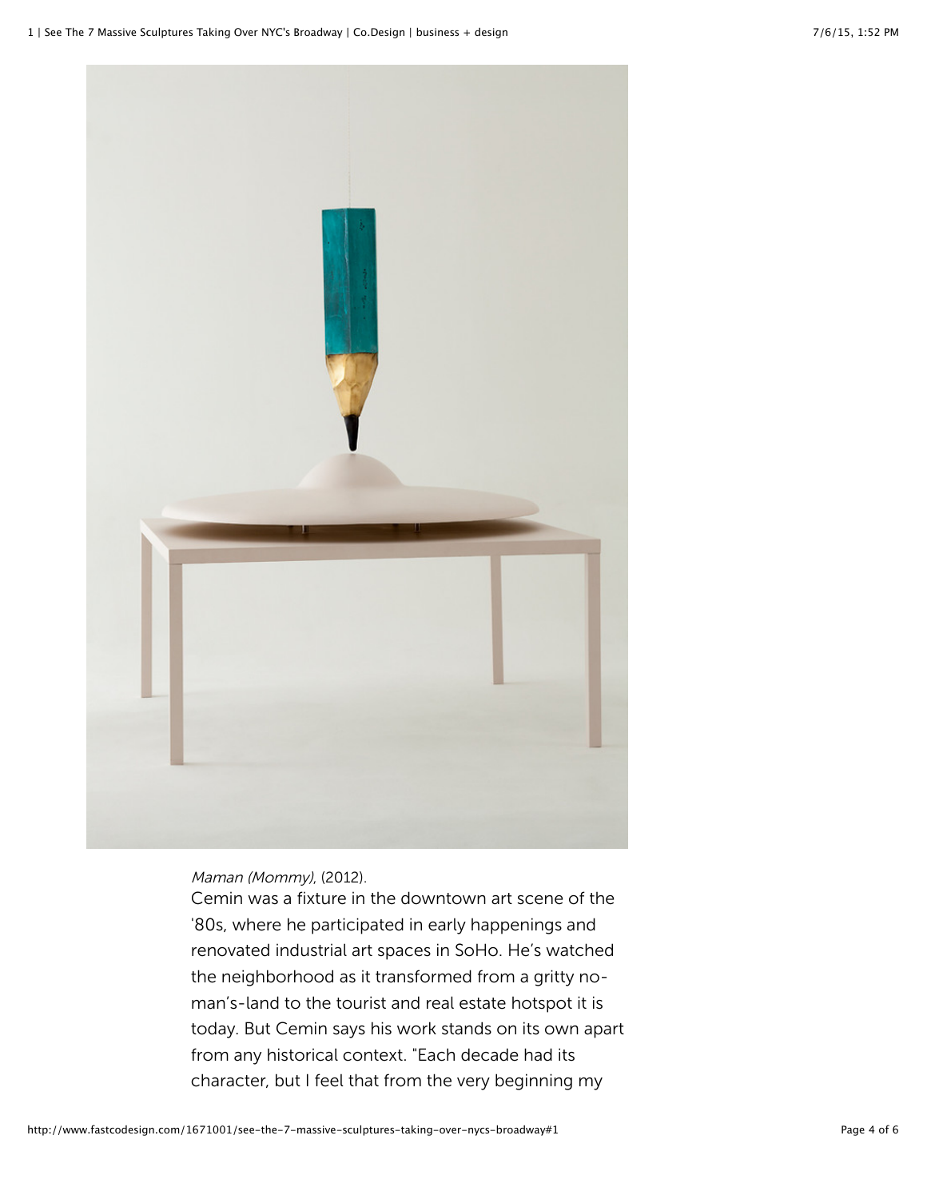*Maman (Mommy)*, (2012).

Cemin was a fixture in the downtown art scene of the '80s, where he participated in early happenings and renovated industrial art spaces in SoHo. He's watched the neighborhood as it transformed from a gritty no-man's-land to the tourist and real estate hotspot it is today. But Cemin says his work stands on its own apart from any historical context. "Each decade had its character, but I feel that from the very beginning my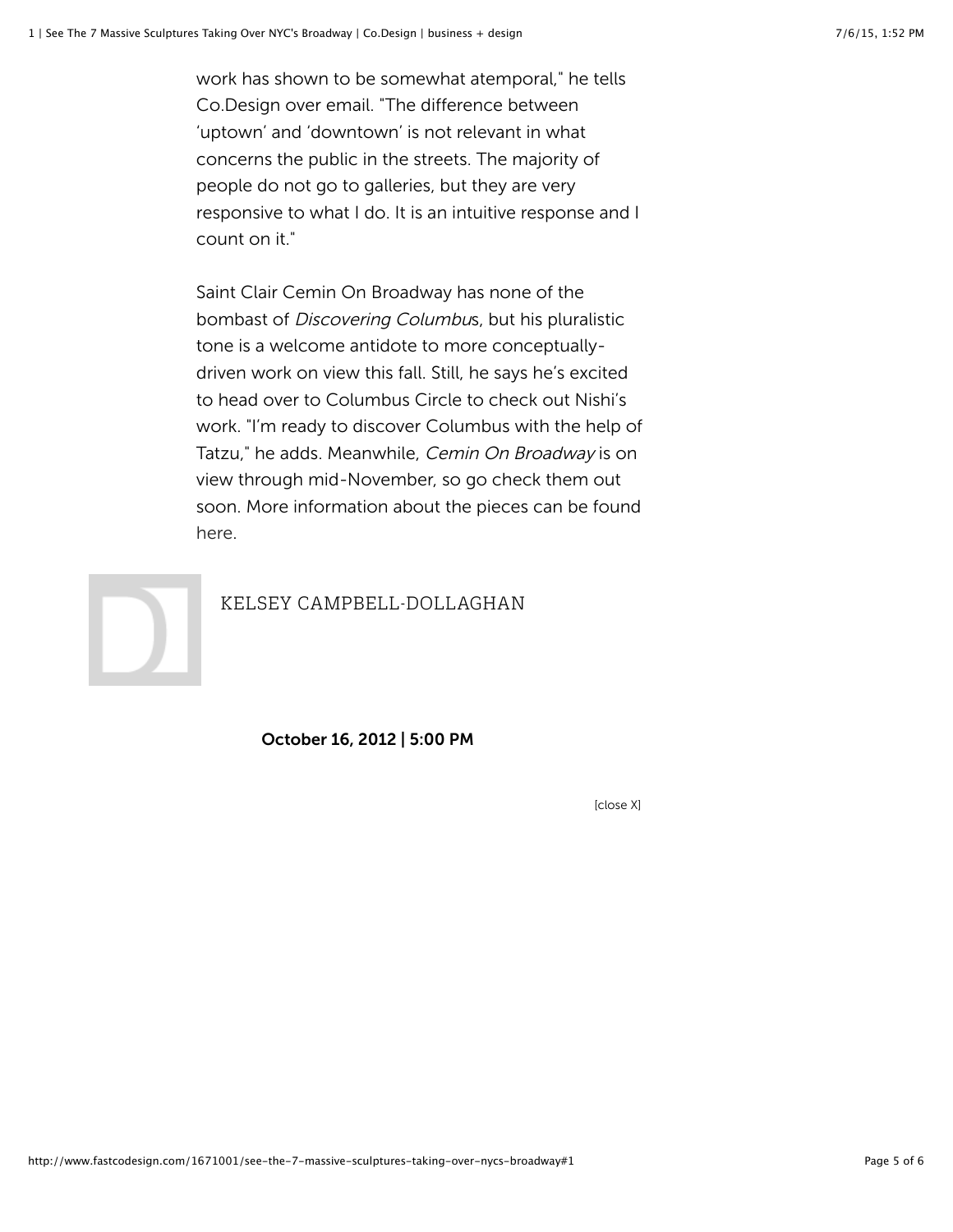work has shown to be somewhat atemporal," he tells Co.Design over email. "The difference between 'uptown' and 'downtown' is not relevant in what concerns the public in the streets. The majority of people do not go to galleries, but they are very responsive to what I do. It is an intuitive response and I count on it."

Saint Clair Cemin On Broadway has none of the bombast of *Discovering Columbus*, but his pluralistic tone is a welcome antidote to more conceptually-driven work on view this fall. Still, he says he's excited to head over to Columbus Circle to check out Nishi's work. "I'm ready to discover Columbus with the help of Tatzu," he adds. Meanwhile, *Cemin On Broadway* is on view through mid-November, so go check them out soon. More information about the pieces can be found here.

KELSEY CAMPBELL-DOLLAGHAN

**October 16, 2012 | 5:00 PM**

[close X]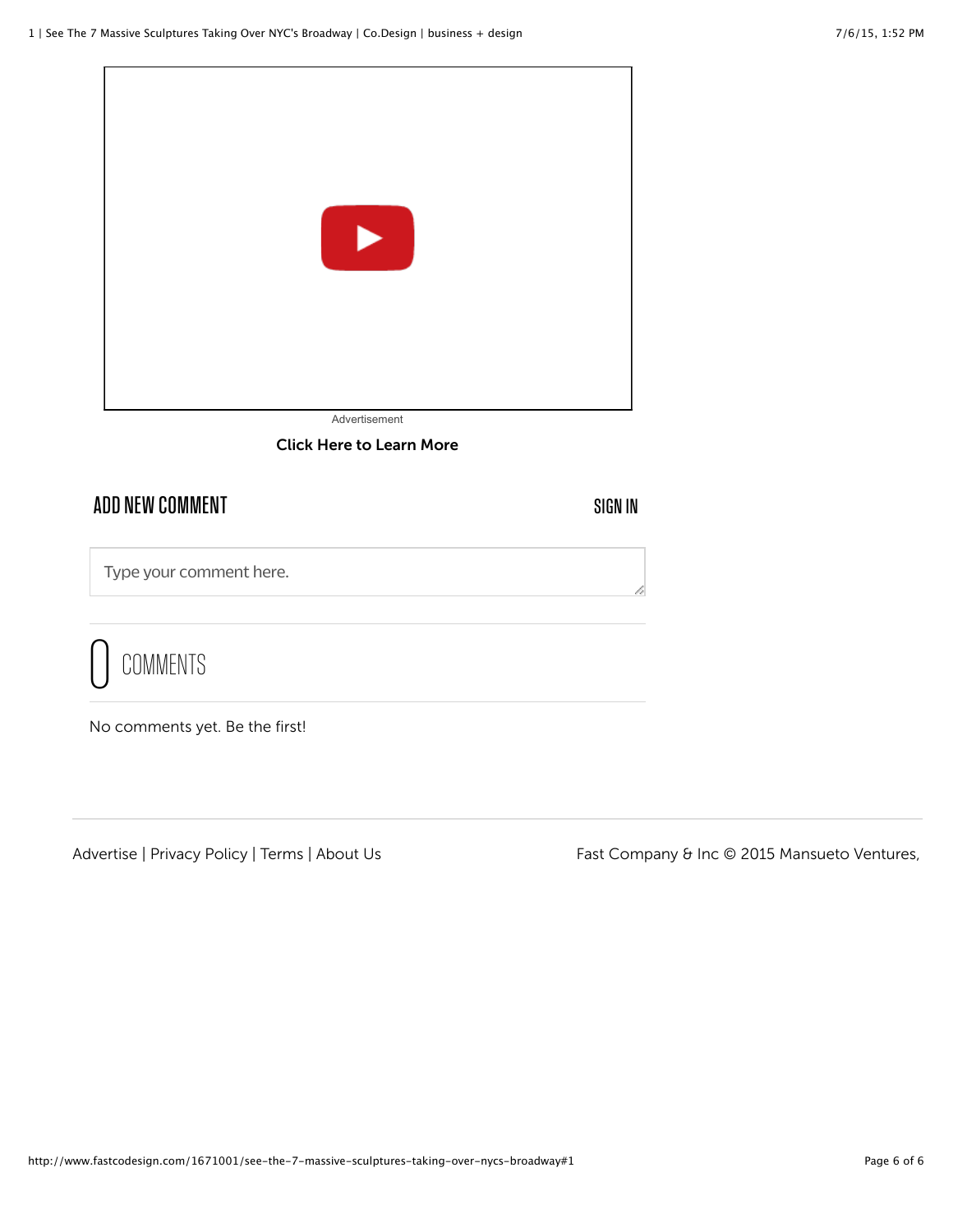Advertisement

**Click Here to Learn More**

## ADD NEW COMMENT

SIGN IN

Type your comment here.

## 0 COMMENTS

No comments yet. Be the first!

Advertise | Privacy Policy | Terms | About Us

Fast Company & Inc © 2015 Mansueto Ventures,